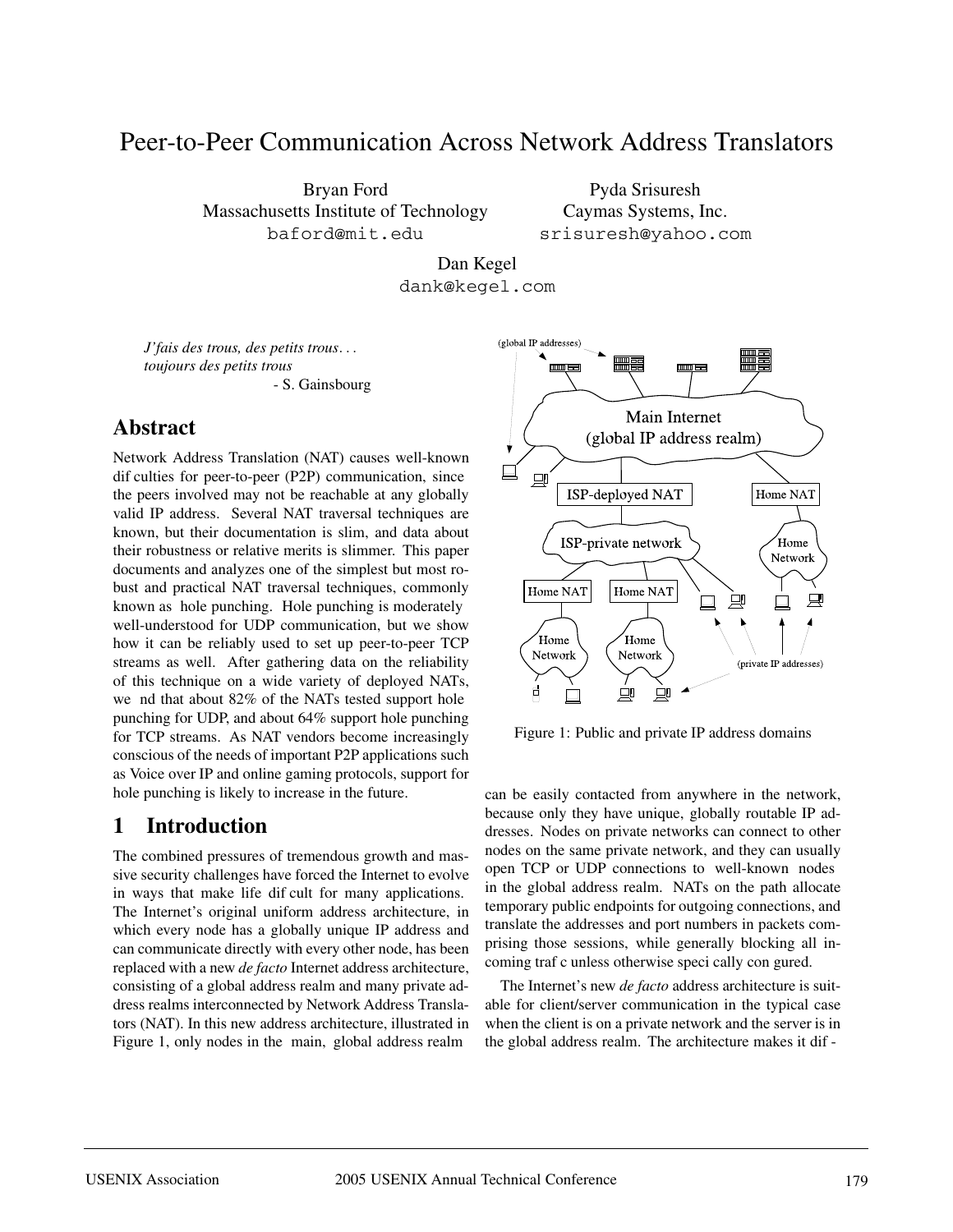# Peer-to-Peer Communication Across Network Address Translators

Bryan Ford
Massachusetts Institute of Technology
baford@mit.edu

Pyda Srisuresh
Caymas Systems, Inc.
srisuresh@yahoo.com

Dan Kegel
dank@kegel.com

*J'fais des trous, des petits trous...*
*toujours des petits trous*
- S. Gainsbourg

## Abstract

Network Address Translation (NAT) causes well-known dif culties for peer-to-peer (P2P) communication, since the peers involved may not be reachable at any globally valid IP address. Several NAT traversal techniques are known, but their documentation is slim, and data about their robustness or relative merits is slimmer. This paper documents and analyzes one of the simplest but most robust and practical NAT traversal techniques, commonly known as hole punching. Hole punching is moderately well-understood for UDP communication, but we show how it can be reliably used to set up peer-to-peer TCP streams as well. After gathering data on the reliability of this technique on a wide variety of deployed NATs, we nd that about 82% of the NATs tested support hole punching for UDP, and about 64% support hole punching for TCP streams. As NAT vendors become increasingly conscious of the needs of important P2P applications such as Voice over IP and online gaming protocols, support for hole punching is likely to increase in the future.

## 1 Introduction

The combined pressures of tremendous growth and massive security challenges have forced the Internet to evolve in ways that make life dif cult for many applications. The Internet's original uniform address architecture, in which every node has a globally unique IP address and can communicate directly with every other node, has been replaced with a new *de facto* Internet address architecture, consisting of a global address realm and many private address realms interconnected by Network Address Translators (NAT). In this new address architecture, illustrated in Figure 1, only nodes in the main, global address realm can be easily contacted from anywhere in the network, because only they have unique, globally routable IP addresses. Nodes on private networks can connect to other nodes on the same private network, and they can usually open TCP or UDP connections to well-known nodes in the global address realm. NATs on the path allocate temporary public endpoints for outgoing connections, and translate the addresses and port numbers in packets comprising those sessions, while generally blocking all incoming traf c unless otherwise speci cally con gured.

Figure 1: Public and private IP address domains

The Internet's new *de facto* address architecture is suitable for client/server communication in the typical case when the client is on a private network and the server is in the global address realm. The architecture makes it dif -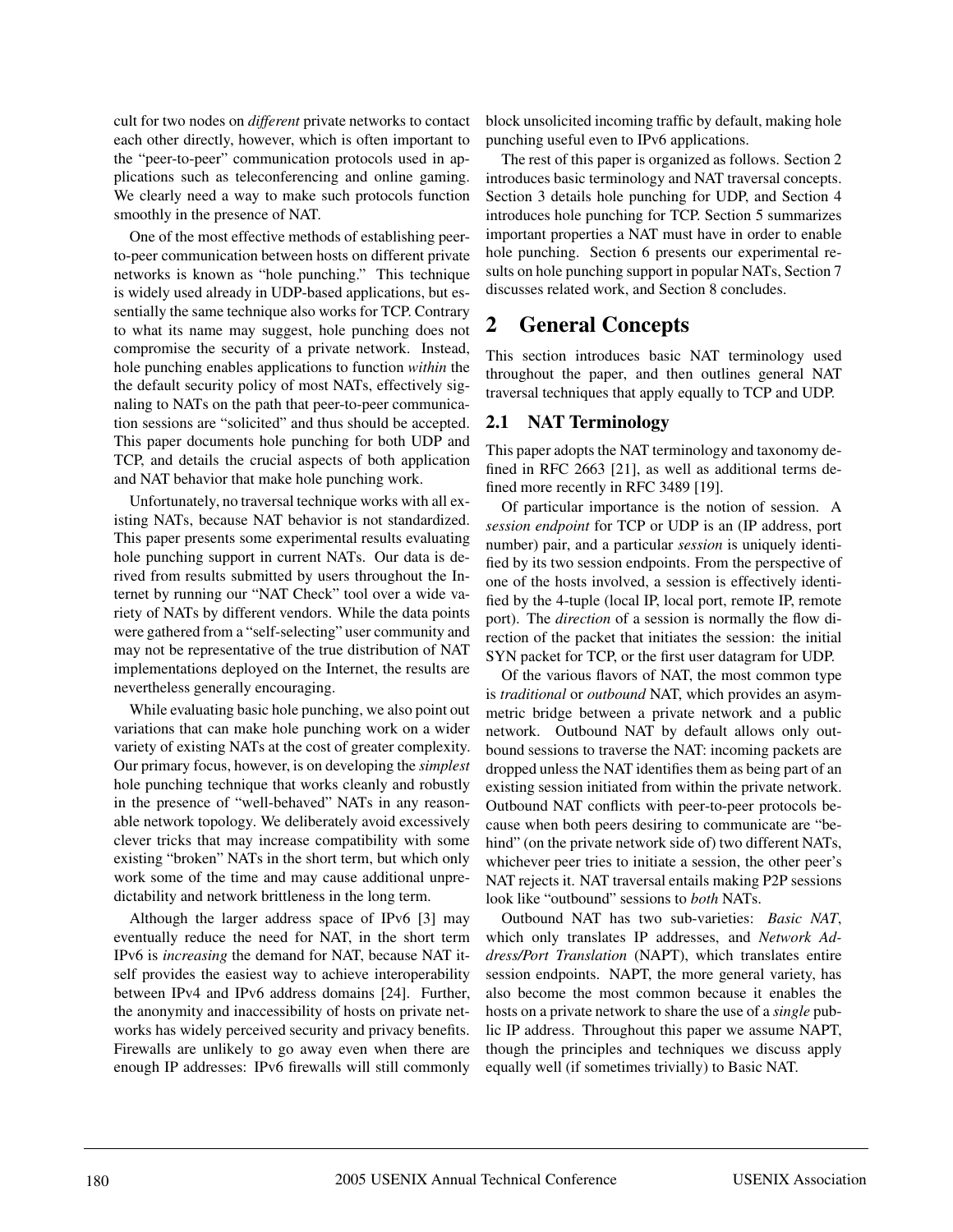cult for two nodes on *different* private networks to contact each other directly, however, which is often important to the "peer-to-peer" communication protocols used in applications such as teleconferencing and online gaming. We clearly need a way to make such protocols function smoothly in the presence of NAT.

One of the most effective methods of establishing peer-to-peer communication between hosts on different private networks is known as "hole punching." This technique is widely used already in UDP-based applications, but essentially the same technique also works for TCP. Contrary to what its name may suggest, hole punching does not compromise the security of a private network. Instead, hole punching enables applications to function *within* the the default security policy of most NATs, effectively signaling to NATs on the path that peer-to-peer communication sessions are "solicited" and thus should be accepted. This paper documents hole punching for both UDP and TCP, and details the crucial aspects of both application and NAT behavior that make hole punching work.

Unfortunately, no traversal technique works with all existing NATs, because NAT behavior is not standardized. This paper presents some experimental results evaluating hole punching support in current NATs. Our data is derived from results submitted by users throughout the Internet by running our "NAT Check" tool over a wide variety of NATs by different vendors. While the data points were gathered from a "self-selecting" user community and may not be representative of the true distribution of NAT implementations deployed on the Internet, the results are nevertheless generally encouraging.

While evaluating basic hole punching, we also point out variations that can make hole punching work on a wider variety of existing NATs at the cost of greater complexity. Our primary focus, however, is on developing the *simplest* hole punching technique that works cleanly and robustly in the presence of "well-behaved" NATs in any reasonable network topology. We deliberately avoid excessively clever tricks that may increase compatibility with some existing "broken" NATs in the short term, but which only work some of the time and may cause additional unpredictability and network brittleness in the long term.

Although the larger address space of IPv6 [3] may eventually reduce the need for NAT, in the short term IPv6 is *increasing* the demand for NAT, because NAT itself provides the easiest way to achieve interoperability between IPv4 and IPv6 address domains [24]. Further, the anonymity and inaccessibility of hosts on private networks has widely perceived security and privacy benefits. Firewalls are unlikely to go away even when there are enough IP addresses: IPv6 firewalls will still commonly block unsolicited incoming traffic by default, making hole punching useful even to IPv6 applications.

The rest of this paper is organized as follows. Section 2 introduces basic terminology and NAT traversal concepts. Section 3 details hole punching for UDP, and Section 4 introduces hole punching for TCP. Section 5 summarizes important properties a NAT must have in order to enable hole punching. Section 6 presents our experimental results on hole punching support in popular NATs, Section 7 discusses related work, and Section 8 concludes.

# 2 General Concepts

This section introduces basic NAT terminology used throughout the paper, and then outlines general NAT traversal techniques that apply equally to TCP and UDP.

## 2.1 NAT Terminology

This paper adopts the NAT terminology and taxonomy defined in RFC 2663 [21], as well as additional terms defined more recently in RFC 3489 [19].

Of particular importance is the notion of session. A *session endpoint* for TCP or UDP is an (IP address, port number) pair, and a particular *session* is uniquely identified by its two session endpoints. From the perspective of one of the hosts involved, a session is effectively identified by the 4-tuple (local IP, local port, remote IP, remote port). The *direction* of a session is normally the flow direction of the packet that initiates the session: the initial SYN packet for TCP, or the first user datagram for UDP.

Of the various flavors of NAT, the most common type is *traditional* or *outbound* NAT, which provides an asymmetric bridge between a private network and a public network. Outbound NAT by default allows only outbound sessions to traverse the NAT: incoming packets are dropped unless the NAT identifies them as being part of an existing session initiated from within the private network. Outbound NAT conflicts with peer-to-peer protocols because when both peers desiring to communicate are "behind" (on the private network side of) two different NATs, whichever peer tries to initiate a session, the other peer's NAT rejects it. NAT traversal entails making P2P sessions look like "outbound" sessions to *both* NATs.

Outbound NAT has two sub-varieties: *Basic NAT*, which only translates IP addresses, and *Network Address/Port Translation* (NAPT), which translates entire session endpoints. NAPT, the more general variety, has also become the most common because it enables the hosts on a private network to share the use of a *single* public IP address. Throughout this paper we assume NAPT, though the principles and techniques we discuss apply equally well (if sometimes trivially) to Basic NAT.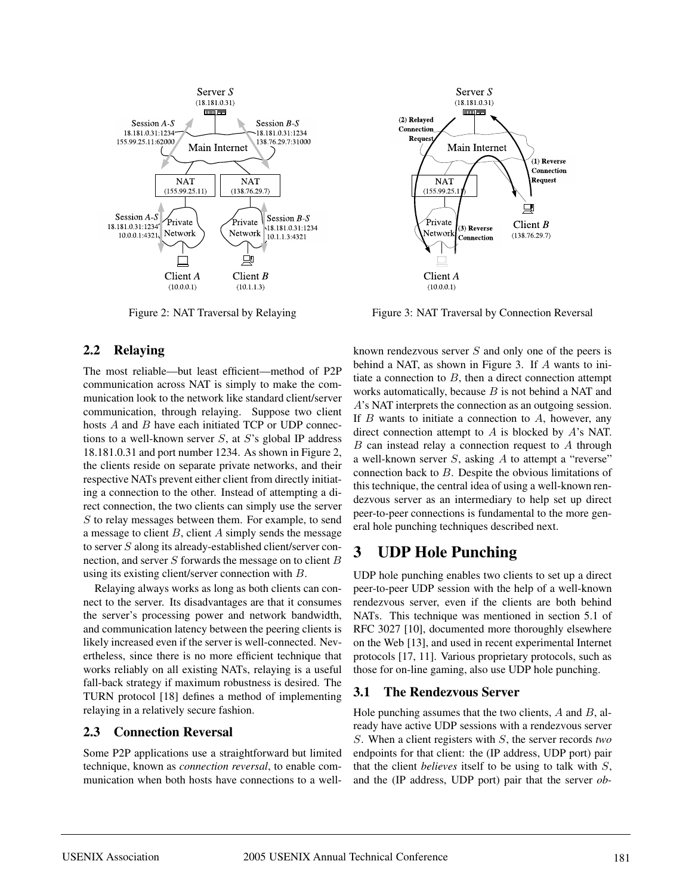Figure 2: NAT Traversal by Relaying

Figure 3: NAT Traversal by Connection Reversal

### 2.2 Relaying

The most reliable—but least efficient—method of P2P communication across NAT is simply to make the communication look to the network like standard client/server communication, through relaying. Suppose two client hosts $A$ and $B$ have each initiated TCP or UDP connections to a well-known server $S$, at $S$'s global IP address 18.181.0.31 and port number 1234. As shown in Figure 2, the clients reside on separate private networks, and their respective NATs prevent either client from directly initiating a connection to the other. Instead of attempting a direct connection, the two clients can simply use the server $S$ to relay messages between them. For example, to send a message to client $B$, client $A$ simply sends the message to server $S$ along its already-established client/server connection, and server $S$ forwards the message on to client $B$ using its existing client/server connection with $B$.

Relaying always works as long as both clients can connect to the server. Its disadvantages are that it consumes the server's processing power and network bandwidth, and communication latency between the peering clients is likely increased even if the server is well-connected. Nevertheless, since there is no more efficient technique that works reliably on all existing NATs, relaying is a useful fall-back strategy if maximum robustness is desired. The TURN protocol [18] defines a method of implementing relaying in a relatively secure fashion.

### 2.3 Connection Reversal

Some P2P applications use a straightforward but limited technique, known as *connection reversal*, to enable communication when both hosts have connections to a well-known rendezvous server $S$ and only one of the peers is behind a NAT, as shown in Figure 3. If $A$ wants to initiate a connection to $B$, then a direct connection attempt works automatically, because $B$ is not behind a NAT and $A$'s NAT interprets the connection as an outgoing session. If $B$ wants to initiate a connection to $A$, however, any direct connection attempt to $A$ is blocked by $A$'s NAT. $B$ can instead relay a connection request to $A$ through a well-known server $S$, asking $A$ to attempt a "reverse" connection back to $B$. Despite the obvious limitations of this technique, the central idea of using a well-known rendezvous server as an intermediary to help set up direct peer-to-peer connections is fundamental to the more general hole punching techniques described next.

## 3 UDP Hole Punching

UDP hole punching enables two clients to set up a direct peer-to-peer UDP session with the help of a well-known rendezvous server, even if the clients are both behind NATs. This technique was mentioned in section 5.1 of RFC 3027 [10], documented more thoroughly elsewhere on the Web [13], and used in recent experimental Internet protocols [17, 11]. Various proprietary protocols, such as those for on-line gaming, also use UDP hole punching.

### 3.1 The Rendezvous Server

Hole punching assumes that the two clients, $A$ and $B$, already have active UDP sessions with a rendezvous server $S$. When a client registers with $S$, the server records *two* endpoints for that client: the (IP address, UDP port) pair that the client *believes* itself to be using to talk with $S$, and the (IP address, UDP port) pair that the server *ob-*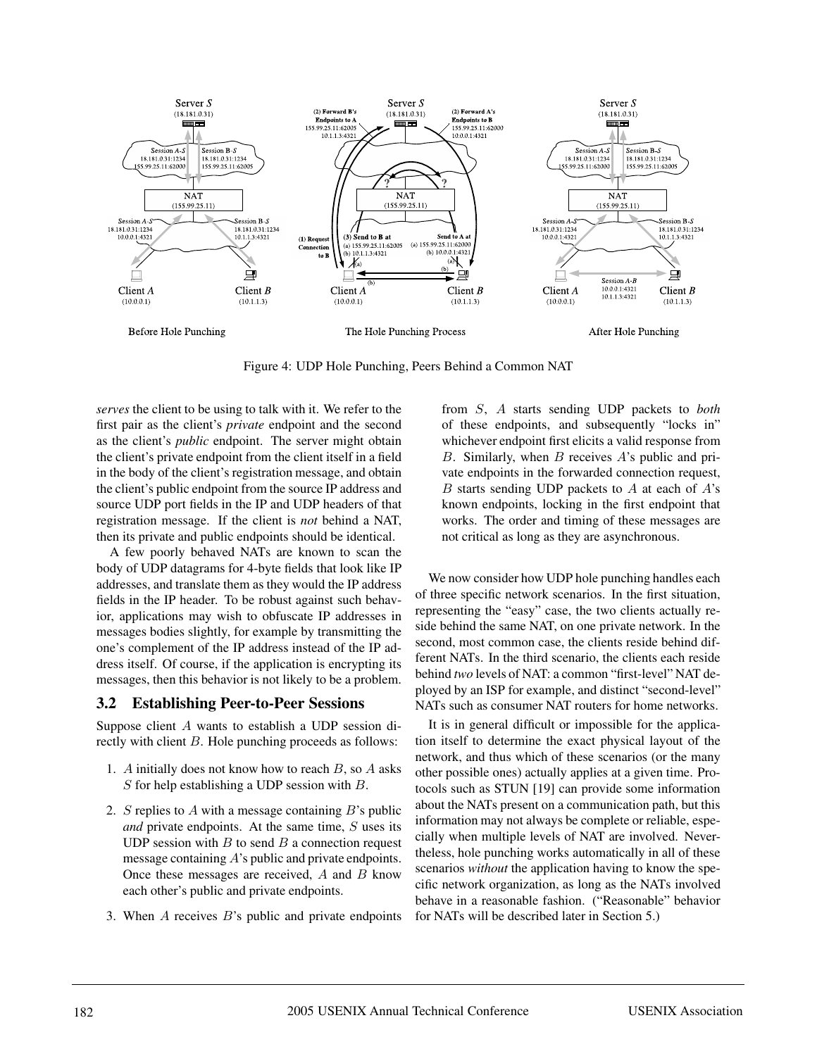Figure 4: UDP Hole Punching, Peers Behind a Common NAT

*serves* the client to be using to talk with it. We refer to the first pair as the client's *private* endpoint and the second as the client's *public* endpoint. The server might obtain the client's private endpoint from the client itself in a field in the body of the client's registration message, and obtain the client's public endpoint from the source IP address and source UDP port fields in the IP and UDP headers of that registration message. If the client is *not* behind a NAT, then its private and public endpoints should be identical.

A few poorly behaved NATs are known to scan the body of UDP datagrams for 4-byte fields that look like IP addresses, and translate them as they would the IP address fields in the IP header. To be robust against such behavior, applications may wish to obfuscate IP addresses in messages bodies slightly, for example by transmitting the one's complement of the IP address instead of the IP address itself. Of course, if the application is encrypting its messages, then this behavior is not likely to be a problem.

### 3.2 Establishing Peer-to-Peer Sessions

Suppose client $A$ wants to establish a UDP session directly with client $B$. Hole punching proceeds as follows:

1. $A$ initially does not know how to reach $B$, so $A$ asks $S$ for help establishing a UDP session with $B$.
2. $S$ replies to $A$ with a message containing $B$'s public *and* private endpoints. At the same time, $S$ uses its UDP session with $B$ to send $B$ a connection request message containing $A$'s public and private endpoints. Once these messages are received, $A$ and $B$ know each other's public and private endpoints.
3. When $A$ receives $B$'s public and private endpoints from $S$, $A$ starts sending UDP packets to *both* of these endpoints, and subsequently "locks in" whichever endpoint first elicits a valid response from $B$. Similarly, when $B$ receives $A$'s public and private endpoints in the forwarded connection request, $B$ starts sending UDP packets to $A$ at each of $A$'s known endpoints, locking in the first endpoint that works. The order and timing of these messages are not critical as long as they are asynchronous.

We now consider how UDP hole punching handles each of three specific network scenarios. In the first situation, representing the "easy" case, the two clients actually reside behind the same NAT, on one private network. In the second, most common case, the clients reside behind different NATs. In the third scenario, the clients each reside behind *two* levels of NAT: a common "first-level" NAT deployed by an ISP for example, and distinct "second-level" NATs such as consumer NAT routers for home networks.

It is in general difficult or impossible for the application itself to determine the exact physical layout of the network, and thus which of these scenarios (or the many other possible ones) actually applies at a given time. Protocols such as STUN [19] can provide some information about the NATs present on a communication path, but this information may not always be complete or reliable, especially when multiple levels of NAT are involved. Nevertheless, hole punching works automatically in all of these scenarios *without* the application having to know the specific network organization, as long as the NATs involved behave in a reasonable fashion. ("Reasonable" behavior for NATs will be described later in Section 5.)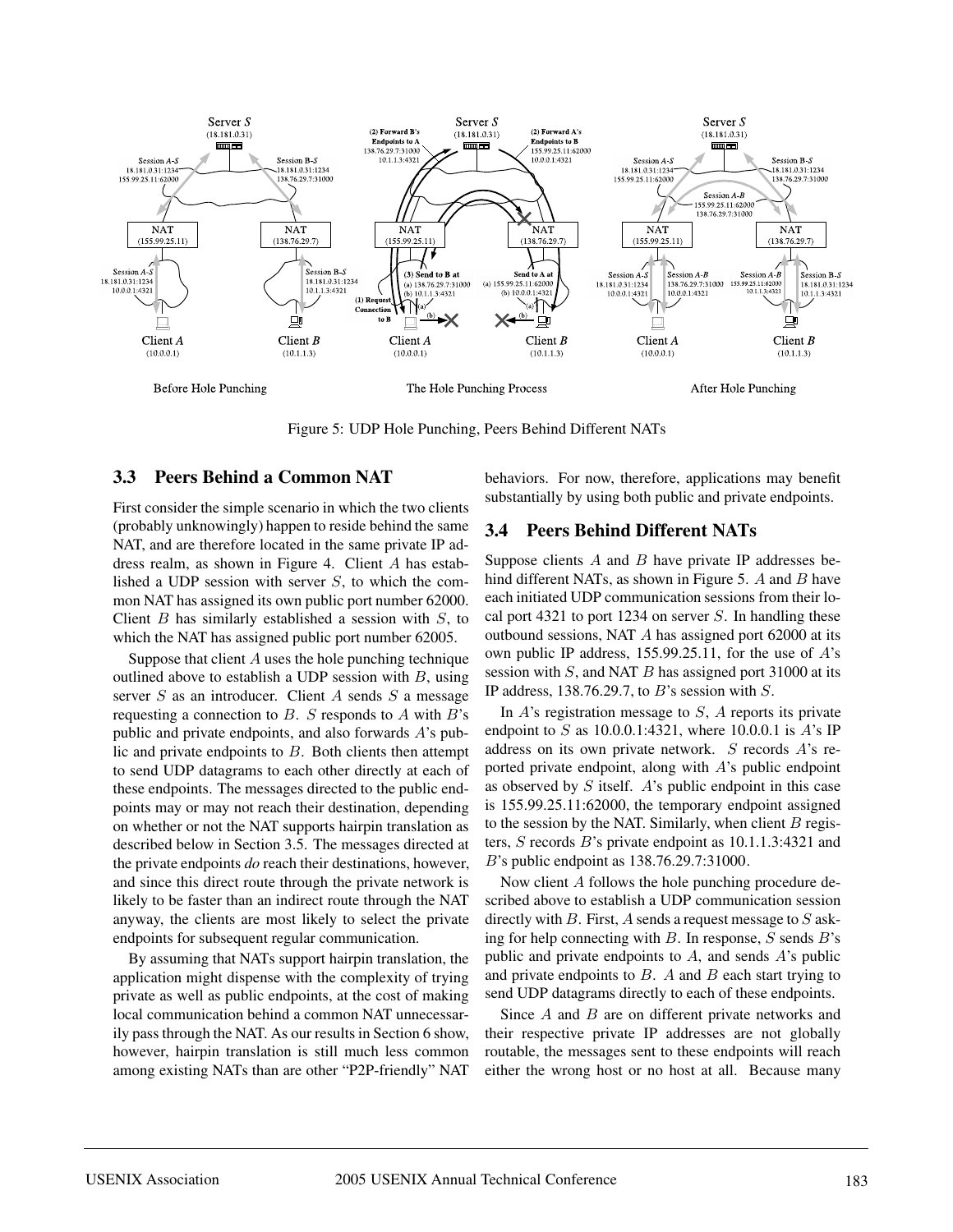Figure 5: UDP Hole Punching, Peers Behind Different NATs

### 3.3 Peers Behind a Common NAT

First consider the simple scenario in which the two clients (probably unknowingly) happen to reside behind the same NAT, and are therefore located in the same private IP address realm, as shown in Figure 4. Client $A$ has established a UDP session with server $S$, to which the common NAT has assigned its own public port number 62000. Client $B$ has similarly established a session with $S$, to which the NAT has assigned public port number 62005.

Suppose that client $A$ uses the hole punching technique outlined above to establish a UDP session with $B$, using server $S$ as an introducer. Client $A$ sends $S$ a message requesting a connection to $B$. $S$ responds to $A$ with $B$'s public and private endpoints, and also forwards $A$'s public and private endpoints to $B$. Both clients then attempt to send UDP datagrams to each other directly at each of these endpoints. The messages directed to the public endpoints may or may not reach their destination, depending on whether or not the NAT supports hairpin translation as described below in Section 3.5. The messages directed at the private endpoints *do* reach their destinations, however, and since this direct route through the private network is likely to be faster than an indirect route through the NAT anyway, the clients are most likely to select the private endpoints for subsequent regular communication.

By assuming that NATs support hairpin translation, the application might dispense with the complexity of trying private as well as public endpoints, at the cost of making local communication behind a common NAT unnecessarily pass through the NAT. As our results in Section 6 show, however, hairpin translation is still much less common among existing NATs than are other "P2P-friendly" NAT behaviors. For now, therefore, applications may benefit substantially by using both public and private endpoints.

### 3.4 Peers Behind Different NATs

Suppose clients $A$ and $B$ have private IP addresses behind different NATs, as shown in Figure 5. $A$ and $B$ have each initiated UDP communication sessions from their local port 4321 to port 1234 on server $S$. In handling these outbound sessions, NAT $A$ has assigned port 62000 at its own public IP address, 155.99.25.11, for the use of $A$'s session with $S$, and NAT $B$ has assigned port 31000 at its IP address, 138.76.29.7, to $B$'s session with $S$.

In $A$'s registration message to $S$, $A$ reports its private endpoint to $S$ as 10.0.0.1:4321, where 10.0.0.1 is $A$'s IP address on its own private network. $S$ records $A$'s reported private endpoint, along with $A$'s public endpoint as observed by $S$ itself. $A$'s public endpoint in this case is 155.99.25.11:62000, the temporary endpoint assigned to the session by the NAT. Similarly, when client $B$ registers, $S$ records $B$'s private endpoint as 10.1.1.3:4321 and $B$'s public endpoint as 138.76.29.7:31000.

Now client $A$ follows the hole punching procedure described above to establish a UDP communication session directly with $B$. First, $A$ sends a request message to $S$ asking for help connecting with $B$. In response, $S$ sends $B$'s public and private endpoints to $A$, and sends $A$'s public and private endpoints to $B$. $A$ and $B$ each start trying to send UDP datagrams directly to each of these endpoints.

Since $A$ and $B$ are on different private networks and their respective private IP addresses are not globally routable, the messages sent to these endpoints will reach either the wrong host or no host at all. Because many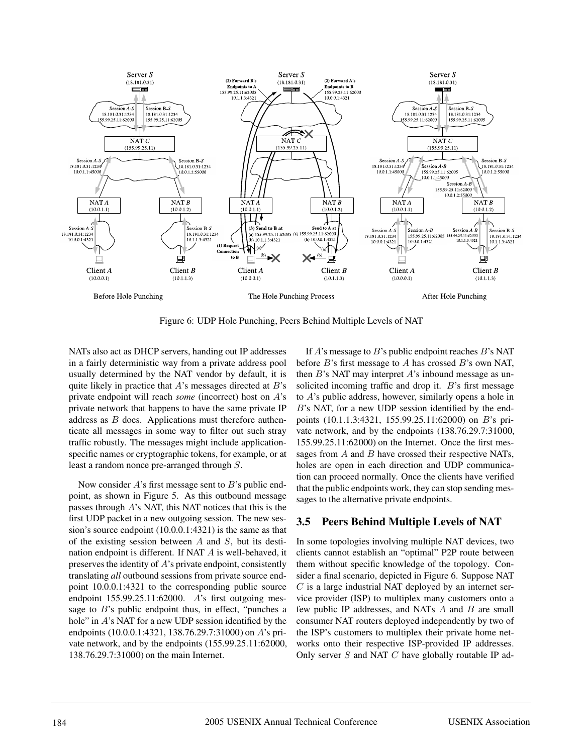Figure 6: UDP Hole Punching, Peers Behind Multiple Levels of NAT

NATs also act as DHCP servers, handing out IP addresses in a fairly deterministic way from a private address pool usually determined by the NAT vendor by default, it is quite likely in practice that $A$'s messages directed at $B$'s private endpoint will reach *some* (incorrect) host on $A$'s private network that happens to have the same private IP address as $B$ does. Applications must therefore authenticate all messages in some way to filter out such stray traffic robustly. The messages might include application-specific names or cryptographic tokens, for example, or at least a random nonce pre-arranged through $S$.

Now consider $A$'s first message sent to $B$'s public endpoint, as shown in Figure 5. As this outbound message passes through $A$'s NAT, this NAT notices that this is the first UDP packet in a new outgoing session. The new session's source endpoint (10.0.0.1:4321) is the same as that of the existing session between $A$ and $S$, but its destination endpoint is different. If NAT $A$ is well-behaved, it preserves the identity of $A$'s private endpoint, consistently translating *all* outbound sessions from private source endpoint 10.0.0.1:4321 to the corresponding public source endpoint 155.99.25.11:62000. $A$'s first outgoing message to $B$'s public endpoint thus, in effect, "punches a hole" in $A$'s NAT for a new UDP session identified by the endpoints (10.0.0.1:4321, 138.76.29.7:31000) on $A$'s private network, and by the endpoints (155.99.25.11:62000, 138.76.29.7:31000) on the main Internet.

If $A$'s message to $B$'s public endpoint reaches $B$'s NAT before $B$'s first message to $A$ has crossed $B$'s own NAT, then $B$'s NAT may interpret $A$'s inbound message as unsolicited incoming traffic and drop it. $B$'s first message to $A$'s public address, however, similarly opens a hole in $B$'s NAT, for a new UDP session identified by the endpoints (10.1.1.3:4321, 155.99.25.11:62000) on $B$'s private network, and by the endpoints (138.76.29.7:31000, 155.99.25.11:62000) on the Internet. Once the first messages from $A$ and $B$ have crossed their respective NATs, holes are open in each direction and UDP communication can proceed normally. Once the clients have verified that the public endpoints work, they can stop sending messages to the alternative private endpoints.

### 3.5 Peers Behind Multiple Levels of NAT

In some topologies involving multiple NAT devices, two clients cannot establish an "optimal" P2P route between them without specific knowledge of the topology. Consider a final scenario, depicted in Figure 6. Suppose NAT $C$ is a large industrial NAT deployed by an internet service provider (ISP) to multiplex many customers onto a few public IP addresses, and NATs $A$ and $B$ are small consumer NAT routers deployed independently by two of the ISP's customers to multiplex their private home networks onto their respective ISP-provided IP addresses. Only server $S$ and NAT $C$ have globally routable IP ad-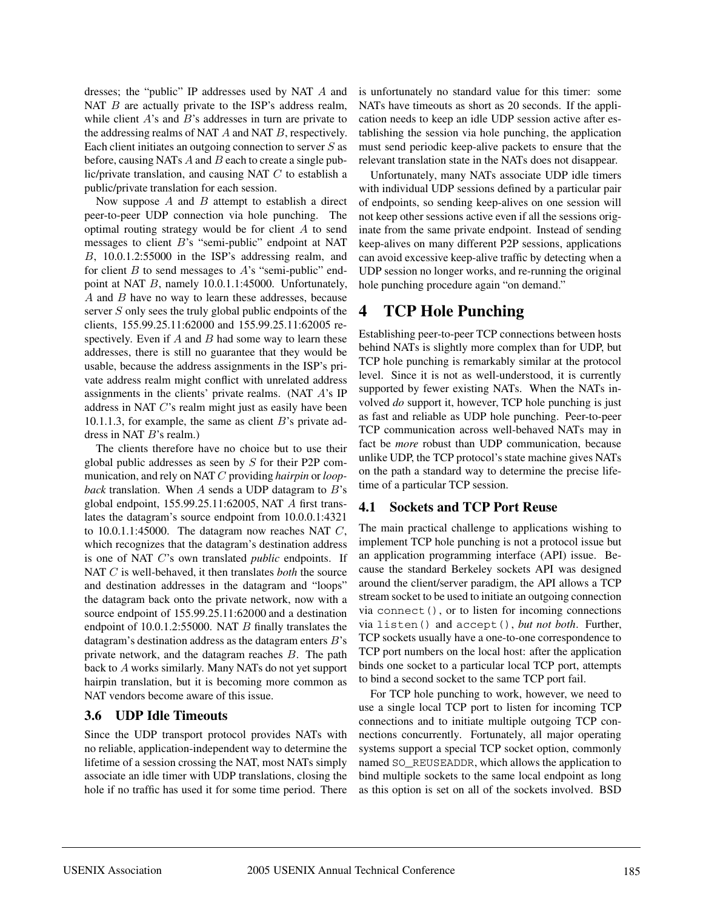dresses; the "public" IP addresses used by NAT $A$ and NAT $B$ are actually private to the ISP's address realm, while client $A$'s and $B$'s addresses in turn are private to the addressing realms of NAT $A$ and NAT $B$, respectively. Each client initiates an outgoing connection to server $S$ as before, causing NATs $A$ and $B$ each to create a single public/private translation, and causing NAT $C$ to establish a public/private translation for each session.

Now suppose $A$ and $B$ attempt to establish a direct peer-to-peer UDP connection via hole punching. The optimal routing strategy would be for client $A$ to send messages to client $B$'s "semi-public" endpoint at NAT $B$, 10.0.1.2:55000 in the ISP's addressing realm, and for client $B$ to send messages to $A$'s "semi-public" endpoint at NAT $B$, namely 10.0.1.1:45000. Unfortunately, $A$ and $B$ have no way to learn these addresses, because server $S$ only sees the truly global public endpoints of the clients, 155.99.25.11:62000 and 155.99.25.11:62005 respectively. Even if $A$ and $B$ had some way to learn these addresses, there is still no guarantee that they would be usable, because the address assignments in the ISP's private address realm might conflict with unrelated address assignments in the clients' private realms. (NAT $A$'s IP address in NAT $C$'s realm might just as easily have been 10.1.1.3, for example, the same as client $B$'s private address in NAT $B$'s realm.)

The clients therefore have no choice but to use their global public addresses as seen by $S$ for their P2P communication, and rely on NAT $C$ providing *hairpin* or *loopback* translation. When $A$ sends a UDP datagram to $B$'s global endpoint, 155.99.25.11:62005, NAT $A$ first translates the datagram's source endpoint from 10.0.0.1:4321 to 10.0.1.1:45000. The datagram now reaches NAT $C$, which recognizes that the datagram's destination address is one of NAT $C$'s own translated *public* endpoints. If NAT $C$ is well-behaved, it then translates *both* the source and destination addresses in the datagram and "loops" the datagram back onto the private network, now with a source endpoint of 155.99.25.11:62000 and a destination endpoint of 10.0.1.2:55000. NAT $B$ finally translates the datagram's destination address as the datagram enters $B$'s private network, and the datagram reaches $B$. The path back to $A$ works similarly. Many NATs do not yet support hairpin translation, but it is becoming more common as NAT vendors become aware of this issue.

### 3.6 UDP Idle Timeouts

Since the UDP transport protocol provides NATs with no reliable, application-independent way to determine the lifetime of a session crossing the NAT, most NATs simply associate an idle timer with UDP translations, closing the hole if no traffic has used it for some time period. There is unfortunately no standard value for this timer: some NATs have timeouts as short as 20 seconds. If the application needs to keep an idle UDP session active after establishing the session via hole punching, the application must send periodic keep-alive packets to ensure that the relevant translation state in the NATs does not disappear.

Unfortunately, many NATs associate UDP idle timers with individual UDP sessions defined by a particular pair of endpoints, so sending keep-alives on one session will not keep other sessions active even if all the sessions originate from the same private endpoint. Instead of sending keep-alives on many different P2P sessions, applications can avoid excessive keep-alive traffic by detecting when a UDP session no longer works, and re-running the original hole punching procedure again "on demand."

## 4 TCP Hole Punching

Establishing peer-to-peer TCP connections between hosts behind NATs is slightly more complex than for UDP, but TCP hole punching is remarkably similar at the protocol level. Since it is not as well-understood, it is currently supported by fewer existing NATs. When the NATs involved *do* support it, however, TCP hole punching is just as fast and reliable as UDP hole punching. Peer-to-peer TCP communication across well-behaved NATs may in fact be *more* robust than UDP communication, because unlike UDP, the TCP protocol's state machine gives NATs on the path a standard way to determine the precise lifetime of a particular TCP session.

### 4.1 Sockets and TCP Port Reuse

The main practical challenge to applications wishing to implement TCP hole punching is not a protocol issue but an application programming interface (API) issue. Because the standard Berkeley sockets API was designed around the client/server paradigm, the API allows a TCP stream socket to be used to initiate an outgoing connection via `connect()`, or to listen for incoming connections via `listen()` and `accept()`, *but not both*. Further, TCP sockets usually have a one-to-one correspondence to TCP port numbers on the local host: after the application binds one socket to a particular local TCP port, attempts to bind a second socket to the same TCP port fail.

For TCP hole punching to work, however, we need to use a single local TCP port to listen for incoming TCP connections and to initiate multiple outgoing TCP connections concurrently. Fortunately, all major operating systems support a special TCP socket option, commonly named `SO_REUSEADDR`, which allows the application to bind multiple sockets to the same local endpoint as long as this option is set on all of the sockets involved. BSD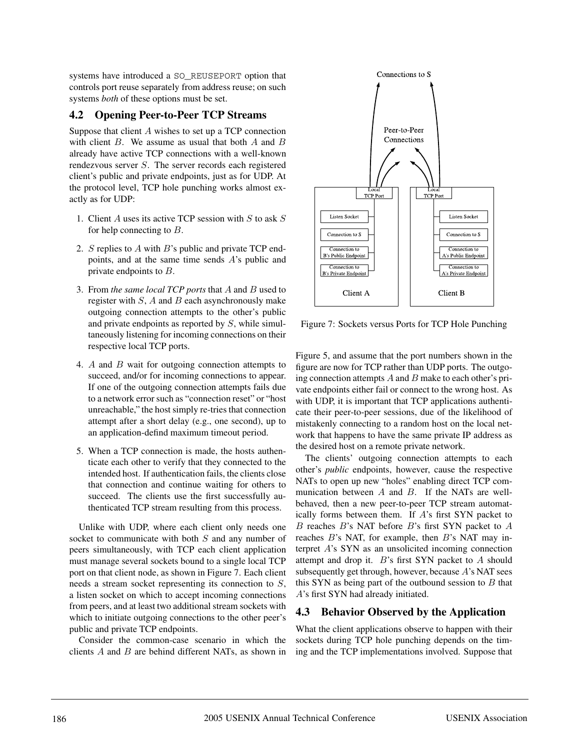systems have introduced a SO_REUSEPORT option that controls port reuse separately from address reuse; on such systems *both* of these options must be set.

## 4.2 Opening Peer-to-Peer TCP Streams

Suppose that client $A$ wishes to set up a TCP connection with client $B$. We assume as usual that both $A$ and $B$ already have active TCP connections with a well-known rendezvous server $S$. The server records each registered client's public and private endpoints, just as for UDP. At the protocol level, TCP hole punching works almost exactly as for UDP:

1. Client $A$ uses its active TCP session with $S$ to ask $S$ for help connecting to $B$.
2. $S$ replies to $A$ with $B$'s public and private TCP endpoints, and at the same time sends $A$'s public and private endpoints to $B$.
3. From *the same local TCP ports* that $A$ and $B$ used to register with $S$, $A$ and $B$ each asynchronously make outgoing connection attempts to the other's public and private endpoints as reported by $S$, while simultaneously listening for incoming connections on their respective local TCP ports.
4. $A$ and $B$ wait for outgoing connection attempts to succeed, and/or for incoming connections to appear. If one of the outgoing connection attempts fails due to a network error such as "connection reset" or "host unreachable," the host simply re-tries that connection attempt after a short delay (e.g., one second), up to an application-defind maximum timeout period.
5. When a TCP connection is made, the hosts authenticate each other to verify that they connected to the intended host. If authentication fails, the clients close that connection and continue waiting for others to succeed. The clients use the first successfully authenticated TCP stream resulting from this process.

Unlike with UDP, where each client only needs one socket to communicate with both $S$ and any number of peers simultaneously, with TCP each client application must manage several sockets bound to a single local TCP port on that client node, as shown in Figure 7. Each client needs a stream socket representing its connection to $S$, a listen socket on which to accept incoming connections from peers, and at least two additional stream sockets with which to initiate outgoing connections to the other peer's public and private TCP endpoints.

Consider the common-case scenario in which the clients $A$ and $B$ are behind different NATs, as shown in Figure 5, and assume that the port numbers shown in the figure are now for TCP rather than UDP ports. The outgoing connection attempts $A$ and $B$ make to each other's private endpoints either fail or connect to the wrong host. As with UDP, it is important that TCP applications authenticate their peer-to-peer sessions, due of the likelihood of mistakenly connecting to a random host on the local network that happens to have the same private IP address as the desired host on a remote private network.

Figure 7: Sockets versus Ports for TCP Hole Punching

The clients' outgoing connection attempts to each other's *public* endpoints, however, cause the respective NATs to open up new "holes" enabling direct TCP communication between $A$ and $B$. If the NATs are well-behaved, then a new peer-to-peer TCP stream automatically forms between them. If $A$'s first SYN packet to $B$ reaches $B$'s NAT before $B$'s first SYN packet to $A$ reaches $B$'s NAT, for example, then $B$'s NAT may interpret $A$'s SYN as an unsolicited incoming connection attempt and drop it. $B$'s first SYN packet to $A$ should subsequently get through, however, because $A$'s NAT sees this SYN as being part of the outbound session to $B$ that $A$'s first SYN had already initiated.

## 4.3 Behavior Observed by the Application

What the client applications observe to happen with their sockets during TCP hole punching depends on the timing and the TCP implementations involved. Suppose that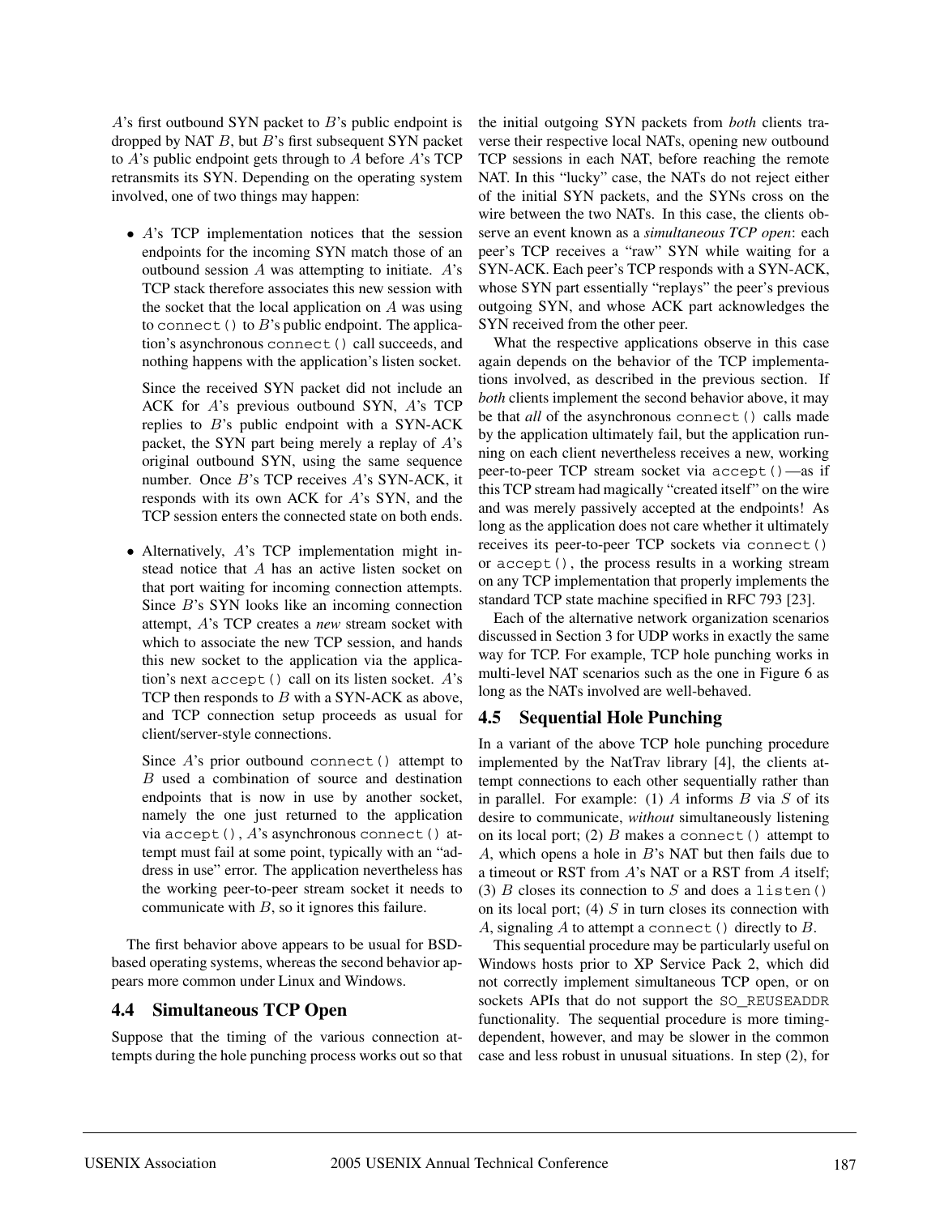$A$'s first outbound SYN packet to $B$'s public endpoint is dropped by NAT $B$, but $B$'s first subsequent SYN packet to $A$'s public endpoint gets through to $A$ before $A$'s TCP retransmits its SYN. Depending on the operating system involved, one of two things may happen:

- $A$'s TCP implementation notices that the session endpoints for the incoming SYN match those of an outbound session $A$ was attempting to initiate. $A$'s TCP stack therefore associates this new session with the socket that the local application on $A$ was using to `connect()` to $B$'s public endpoint. The application's asynchronous `connect()` call succeeds, and nothing happens with the application's listen socket.

  Since the received SYN packet did not include an ACK for $A$'s previous outbound SYN, $A$'s TCP replies to $B$'s public endpoint with a SYN-ACK packet, the SYN part being merely a replay of $A$'s original outbound SYN, using the same sequence number. Once $B$'s TCP receives $A$'s SYN-ACK, it responds with its own ACK for $A$'s SYN, and the TCP session enters the connected state on both ends.

- Alternatively, $A$'s TCP implementation might instead notice that $A$ has an active listen socket on that port waiting for incoming connection attempts. Since $B$'s SYN looks like an incoming connection attempt, $A$'s TCP creates a *new* stream socket with which to associate the new TCP session, and hands this new socket to the application via the application's next `accept()` call on its listen socket. $A$'s TCP then responds to $B$ with a SYN-ACK as above, and TCP connection setup proceeds as usual for client/server-style connections.

  Since $A$'s prior outbound `connect()` attempt to $B$ used a combination of source and destination endpoints that is now in use by another socket, namely the one just returned to the application via `accept()`, $A$'s asynchronous `connect()` attempt must fail at some point, typically with an "address in use" error. The application nevertheless has the working peer-to-peer stream socket it needs to communicate with $B$, so it ignores this failure.

The first behavior above appears to be usual for BSD-based operating systems, whereas the second behavior appears more common under Linux and Windows.

## 4.4 Simultaneous TCP Open

Suppose that the timing of the various connection attempts during the hole punching process works out so that the initial outgoing SYN packets from *both* clients traverse their respective local NATs, opening new outbound TCP sessions in each NAT, before reaching the remote NAT. In this "lucky" case, the NATs do not reject either of the initial SYN packets, and the SYNs cross on the wire between the two NATs. In this case, the clients observe an event known as a *simultaneous TCP open*: each peer's TCP receives a "raw" SYN while waiting for a SYN-ACK. Each peer's TCP responds with a SYN-ACK, whose SYN part essentially "replays" the peer's previous outgoing SYN, and whose ACK part acknowledges the SYN received from the other peer.

What the respective applications observe in this case again depends on the behavior of the TCP implementations involved, as described in the previous section. If *both* clients implement the second behavior above, it may be that *all* of the asynchronous `connect()` calls made by the application ultimately fail, but the application running on each client nevertheless receives a new, working peer-to-peer TCP stream socket via `accept()`—as if this TCP stream had magically "created itself" on the wire and was merely passively accepted at the endpoints! As long as the application does not care whether it ultimately receives its peer-to-peer TCP sockets via `connect()` or `accept()`, the process results in a working stream on any TCP implementation that properly implements the standard TCP state machine specified in RFC 793 [23].

Each of the alternative network organization scenarios discussed in Section 3 for UDP works in exactly the same way for TCP. For example, TCP hole punching works in multi-level NAT scenarios such as the one in Figure 6 as long as the NATs involved are well-behaved.

## 4.5 Sequential Hole Punching

In a variant of the above TCP hole punching procedure implemented by the NatTrav library [4], the clients attempt connections to each other sequentially rather than in parallel. For example: (1) $A$ informs $B$ via $S$ of its desire to communicate, *without* simultaneously listening on its local port; (2) $B$ makes a `connect()` attempt to $A$, which opens a hole in $B$'s NAT but then fails due to a timeout or RST from $A$'s NAT or a RST from $A$ itself; (3) $B$ closes its connection to $S$ and does a `listen()` on its local port; (4) $S$ in turn closes its connection with $A$, signaling $A$ to attempt a `connect()` directly to $B$.

This sequential procedure may be particularly useful on Windows hosts prior to XP Service Pack 2, which did not correctly implement simultaneous TCP open, or on sockets APIs that do not support the SO_REUSEADDR functionality. The sequential procedure is more timing-dependent, however, and may be slower in the common case and less robust in unusual situations. In step (2), for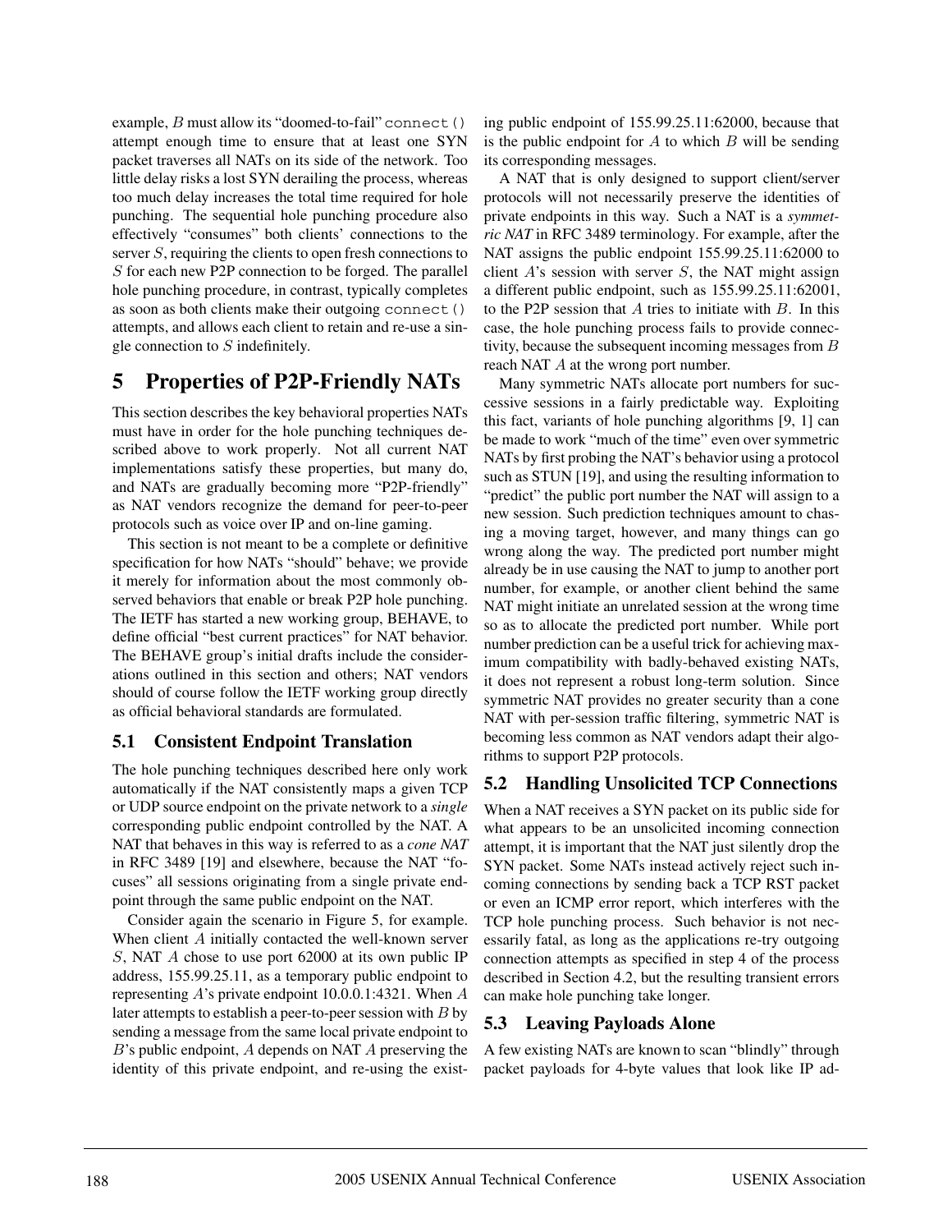example, $B$ must allow its "doomed-to-fail" `connect()` attempt enough time to ensure that at least one SYN packet traverses all NATs on its side of the network. Too little delay risks a lost SYN derailing the process, whereas too much delay increases the total time required for hole punching. The sequential hole punching procedure also effectively "consumes" both clients' connections to the server $S$, requiring the clients to open fresh connections to $S$ for each new P2P connection to be forged. The parallel hole punching procedure, in contrast, typically completes as soon as both clients make their outgoing `connect()` attempts, and allows each client to retain and re-use a single connection to $S$ indefinitely.

# 5 Properties of P2P-Friendly NATs

This section describes the key behavioral properties NATs must have in order for the hole punching techniques described above to work properly. Not all current NAT implementations satisfy these properties, but many do, and NATs are gradually becoming more "P2P-friendly" as NAT vendors recognize the demand for peer-to-peer protocols such as voice over IP and on-line gaming.

This section is not meant to be a complete or definitive specification for how NATs "should" behave; we provide it merely for information about the most commonly observed behaviors that enable or break P2P hole punching. The IETF has started a new working group, BEHAVE, to define official "best current practices" for NAT behavior. The BEHAVE group's initial drafts include the considerations outlined in this section and others; NAT vendors should of course follow the IETF working group directly as official behavioral standards are formulated.

## 5.1 Consistent Endpoint Translation

The hole punching techniques described here only work automatically if the NAT consistently maps a given TCP or UDP source endpoint on the private network to a *single* corresponding public endpoint controlled by the NAT. A NAT that behaves in this way is referred to as a *cone NAT* in RFC 3489 [19] and elsewhere, because the NAT "focuses" all sessions originating from a single private endpoint through the same public endpoint on the NAT.

Consider again the scenario in Figure 5, for example. When client $A$ initially contacted the well-known server $S$, NAT $A$ chose to use port 62000 at its own public IP address, 155.99.25.11, as a temporary public endpoint to representing $A$'s private endpoint 10.0.0.1:4321. When $A$ later attempts to establish a peer-to-peer session with $B$ by sending a message from the same local private endpoint to $B$'s public endpoint, $A$ depends on NAT $A$ preserving the identity of this private endpoint, and re-using the existing public endpoint of 155.99.25.11:62000, because that is the public endpoint for $A$ to which $B$ will be sending its corresponding messages.

A NAT that is only designed to support client/server protocols will not necessarily preserve the identities of private endpoints in this way. Such a NAT is a *symmetric NAT* in RFC 3489 terminology. For example, after the NAT assigns the public endpoint 155.99.25.11:62000 to client $A$'s session with server $S$, the NAT might assign a different public endpoint, such as 155.99.25.11:62001, to the P2P session that $A$ tries to initiate with $B$. In this case, the hole punching process fails to provide connectivity, because the subsequent incoming messages from $B$ reach NAT $A$ at the wrong port number.

Many symmetric NATs allocate port numbers for successive sessions in a fairly predictable way. Exploiting this fact, variants of hole punching algorithms [9, 1] can be made to work "much of the time" even over symmetric NATs by first probing the NAT's behavior using a protocol such as STUN [19], and using the resulting information to "predict" the public port number the NAT will assign to a new session. Such prediction techniques amount to chasing a moving target, however, and many things can go wrong along the way. The predicted port number might already be in use causing the NAT to jump to another port number, for example, or another client behind the same NAT might initiate an unrelated session at the wrong time so as to allocate the predicted port number. While port number prediction can be a useful trick for achieving maximum compatibility with badly-behaved existing NATs, it does not represent a robust long-term solution. Since symmetric NAT provides no greater security than a cone NAT with per-session traffic filtering, symmetric NAT is becoming less common as NAT vendors adapt their algorithms to support P2P protocols.

## 5.2 Handling Unsolicited TCP Connections

When a NAT receives a SYN packet on its public side for what appears to be an unsolicited incoming connection attempt, it is important that the NAT just silently drop the SYN packet. Some NATs instead actively reject such incoming connections by sending back a TCP RST packet or even an ICMP error report, which interferes with the TCP hole punching process. Such behavior is not necessarily fatal, as long as the applications re-try outgoing connection attempts as specified in step 4 of the process described in Section 4.2, but the resulting transient errors can make hole punching take longer.

## 5.3 Leaving Payloads Alone

A few existing NATs are known to scan "blindly" through packet payloads for 4-byte values that look like IP ad-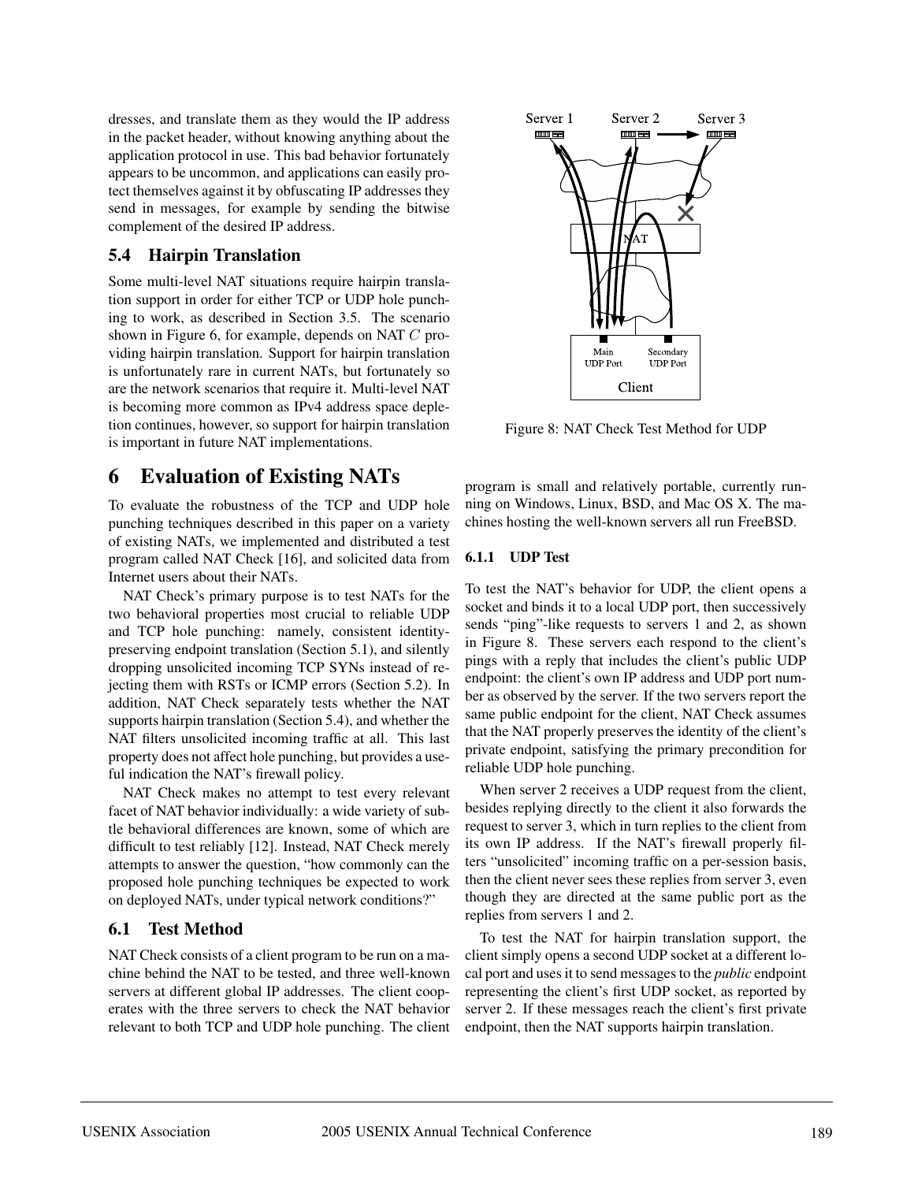dresses, and translate them as they would the IP address in the packet header, without knowing anything about the application protocol in use. This bad behavior fortunately appears to be uncommon, and applications can easily protect themselves against it by obfuscating IP addresses they send in messages, for example by sending the bitwise complement of the desired IP address.

### 5.4 Hairpin Translation

Some multi-level NAT situations require hairpin translation support in order for either TCP or UDP hole punching to work, as described in Section 3.5. The scenario shown in Figure 6, for example, depends on NAT $C$ providing hairpin translation. Support for hairpin translation is unfortunately rare in current NATs, but fortunately so are the network scenarios that require it. Multi-level NAT is becoming more common as IPv4 address space depletion continues, however, so support for hairpin translation is important in future NAT implementations.

## 6 Evaluation of Existing NATs

To evaluate the robustness of the TCP and UDP hole punching techniques described in this paper on a variety of existing NATs, we implemented and distributed a test program called NAT Check [16], and solicited data from Internet users about their NATs.

NAT Check's primary purpose is to test NATs for the two behavioral properties most crucial to reliable UDP and TCP hole punching: namely, consistent identity-preserving endpoint translation (Section 5.1), and silently dropping unsolicited incoming TCP SYNs instead of rejecting them with RSTs or ICMP errors (Section 5.2). In addition, NAT Check separately tests whether the NAT supports hairpin translation (Section 5.4), and whether the NAT filters unsolicited incoming traffic at all. This last property does not affect hole punching, but provides a useful indication the NAT's firewall policy.

NAT Check makes no attempt to test every relevant facet of NAT behavior individually: a wide variety of subtle behavioral differences are known, some of which are difficult to test reliably [12]. Instead, NAT Check merely attempts to answer the question, "how commonly can the proposed hole punching techniques be expected to work on deployed NATs, under typical network conditions?"

### 6.1 Test Method

NAT Check consists of a client program to be run on a machine behind the NAT to be tested, and three well-known servers at different global IP addresses. The client cooperates with the three servers to check the NAT behavior relevant to both TCP and UDP hole punching. The client program is small and relatively portable, currently running on Windows, Linux, BSD, and Mac OS X. The machines hosting the well-known servers all run FreeBSD.

Figure 8: NAT Check Test Method for UDP

#### 6.1.1 UDP Test

To test the NAT's behavior for UDP, the client opens a socket and binds it to a local UDP port, then successively sends "ping"-like requests to servers 1 and 2, as shown in Figure 8. These servers each respond to the client's pings with a reply that includes the client's public UDP endpoint: the client's own IP address and UDP port number as observed by the server. If the two servers report the same public endpoint for the client, NAT Check assumes that the NAT properly preserves the identity of the client's private endpoint, satisfying the primary precondition for reliable UDP hole punching.

When server 2 receives a UDP request from the client, besides replying directly to the client it also forwards the request to server 3, which in turn replies to the client from its own IP address. If the NAT's firewall properly filters "unsolicited" incoming traffic on a per-session basis, then the client never sees these replies from server 3, even though they are directed at the same public port as the replies from servers 1 and 2.

To test the NAT for hairpin translation support, the client simply opens a second UDP socket at a different local port and uses it to send messages to the *public* endpoint representing the client's first UDP socket, as reported by server 2. If these messages reach the client's first private endpoint, then the NAT supports hairpin translation.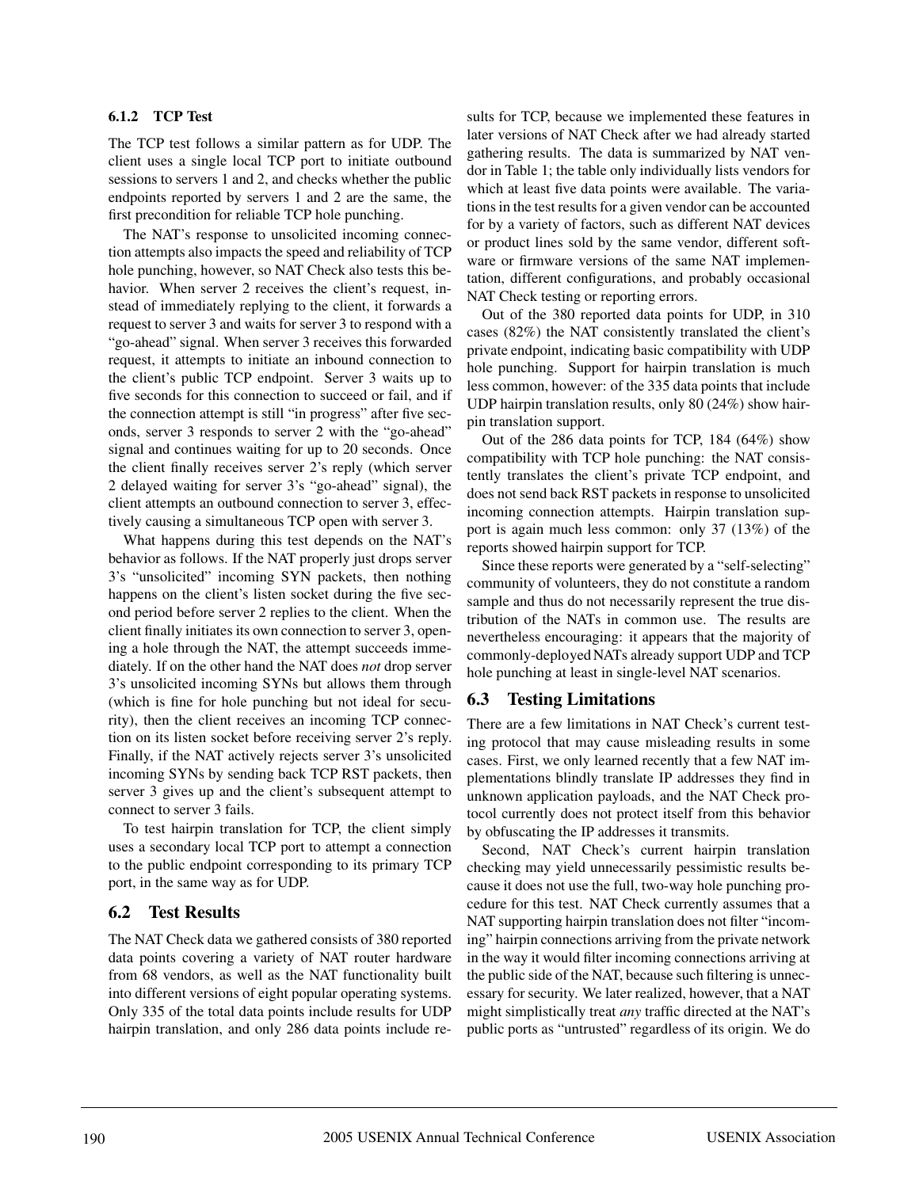#### 6.1.2 TCP Test

The TCP test follows a similar pattern as for UDP. The client uses a single local TCP port to initiate outbound sessions to servers 1 and 2, and checks whether the public endpoints reported by servers 1 and 2 are the same, the first precondition for reliable TCP hole punching.

The NAT's response to unsolicited incoming connection attempts also impacts the speed and reliability of TCP hole punching, however, so NAT Check also tests this behavior. When server 2 receives the client's request, instead of immediately replying to the client, it forwards a request to server 3 and waits for server 3 to respond with a "go-ahead" signal. When server 3 receives this forwarded request, it attempts to initiate an inbound connection to the client's public TCP endpoint. Server 3 waits up to five seconds for this connection to succeed or fail, and if the connection attempt is still "in progress" after five seconds, server 3 responds to server 2 with the "go-ahead" signal and continues waiting for up to 20 seconds. Once the client finally receives server 2's reply (which server 2 delayed waiting for server 3's "go-ahead" signal), the client attempts an outbound connection to server 3, effectively causing a simultaneous TCP open with server 3.

What happens during this test depends on the NAT's behavior as follows. If the NAT properly just drops server 3's "unsolicited" incoming SYN packets, then nothing happens on the client's listen socket during the five second period before server 2 replies to the client. When the client finally initiates its own connection to server 3, opening a hole through the NAT, the attempt succeeds immediately. If on the other hand the NAT does *not* drop server 3's unsolicited incoming SYNs but allows them through (which is fine for hole punching but not ideal for security), then the client receives an incoming TCP connection on its listen socket before receiving server 2's reply. Finally, if the NAT actively rejects server 3's unsolicited incoming SYNs by sending back TCP RST packets, then server 3 gives up and the client's subsequent attempt to connect to server 3 fails.

To test hairpin translation for TCP, the client simply uses a secondary local TCP port to attempt a connection to the public endpoint corresponding to its primary TCP port, in the same way as for UDP.

## 6.2 Test Results

The NAT Check data we gathered consists of 380 reported data points covering a variety of NAT router hardware from 68 vendors, as well as the NAT functionality built into different versions of eight popular operating systems. Only 335 of the total data points include results for UDP hairpin translation, and only 286 data points include results for TCP, because we implemented these features in later versions of NAT Check after we had already started gathering results. The data is summarized by NAT vendor in Table 1; the table only individually lists vendors for which at least five data points were available. The variations in the test results for a given vendor can be accounted for by a variety of factors, such as different NAT devices or product lines sold by the same vendor, different software or firmware versions of the same NAT implementation, different configurations, and probably occasional NAT Check testing or reporting errors.

Out of the 380 reported data points for UDP, in 310 cases (82%) the NAT consistently translated the client's private endpoint, indicating basic compatibility with UDP hole punching. Support for hairpin translation is much less common, however: of the 335 data points that include UDP hairpin translation results, only 80 (24%) show hairpin translation support.

Out of the 286 data points for TCP, 184 (64%) show compatibility with TCP hole punching: the NAT consistently translates the client's private TCP endpoint, and does not send back RST packets in response to unsolicited incoming connection attempts. Hairpin translation support is again much less common: only 37 (13%) of the reports showed hairpin support for TCP.

Since these reports were generated by a "self-selecting" community of volunteers, they do not constitute a random sample and thus do not necessarily represent the true distribution of the NATs in common use. The results are nevertheless encouraging: it appears that the majority of commonly-deployed NATs already support UDP and TCP hole punching at least in single-level NAT scenarios.

## 6.3 Testing Limitations

There are a few limitations in NAT Check's current testing protocol that may cause misleading results in some cases. First, we only learned recently that a few NAT implementations blindly translate IP addresses they find in unknown application payloads, and the NAT Check protocol currently does not protect itself from this behavior by obfuscating the IP addresses it transmits.

Second, NAT Check's current hairpin translation checking may yield unnecessarily pessimistic results because it does not use the full, two-way hole punching procedure for this test. NAT Check currently assumes that a NAT supporting hairpin translation does not filter "incoming" hairpin connections arriving from the private network in the way it would filter incoming connections arriving at the public side of the NAT, because such filtering is unnecessary for security. We later realized, however, that a NAT might simplistically treat *any* traffic directed at the NAT's public ports as "untrusted" regardless of its origin. We do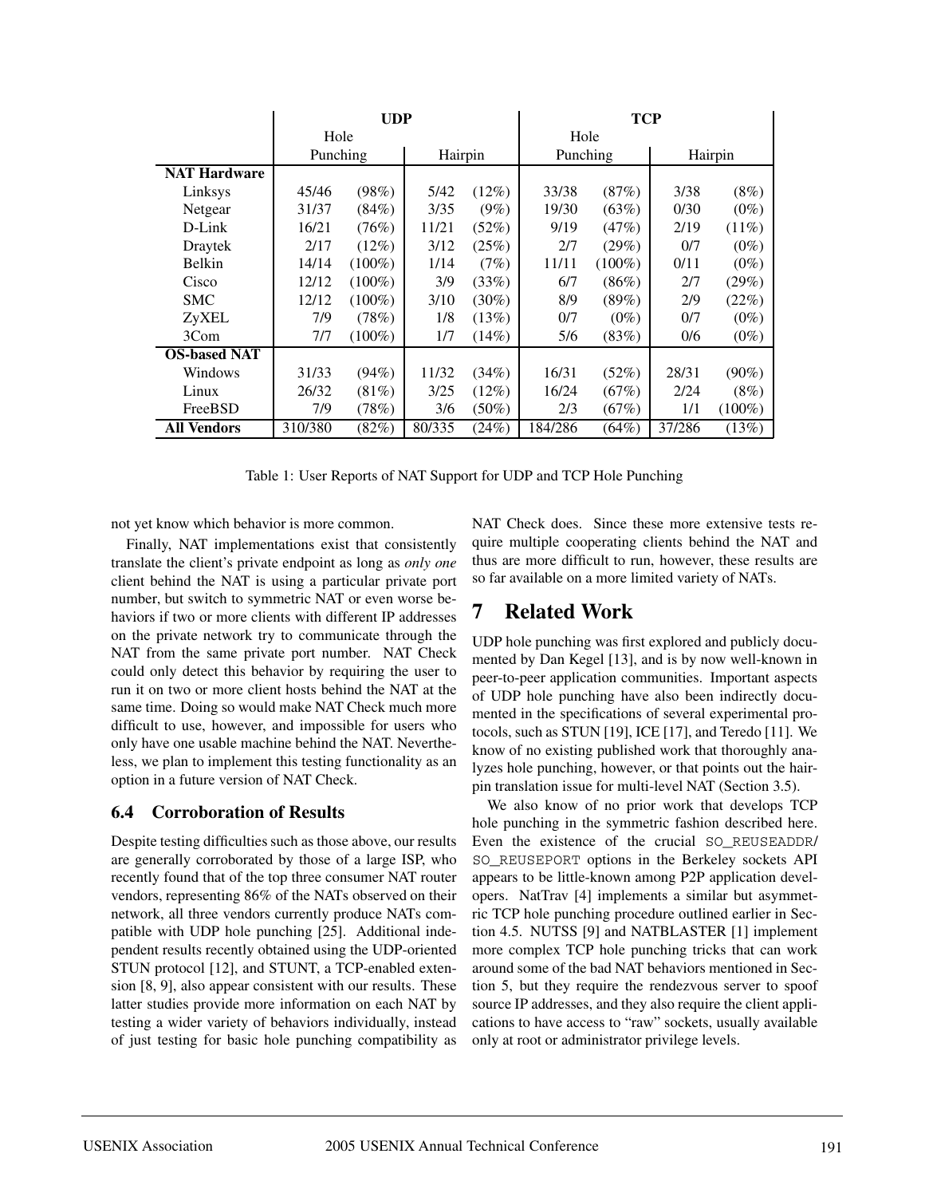| | UDP | | | | TCP | | | |
|---|---|---|---|---|---|---|---|---|
| | Hole Punching | | Hairpin | | Hole Punching | | Hairpin | |
| **NAT Hardware** | | | | | | | | |
| Linksys | 45/46 | (98%) | 5/42 | (12%) | 33/38 | (87%) | 3/38 | (8%) |
| Netgear | 31/37 | (84%) | 3/35 | (9%) | 19/30 | (63%) | 0/30 | (0%) |
| D-Link | 16/21 | (76%) | 11/21 | (52%) | 9/19 | (47%) | 2/19 | (11%) |
| Draytek | 2/17 | (12%) | 3/12 | (25%) | 2/7 | (29%) | 0/7 | (0%) |
| Belkin | 14/14 | (100%) | 1/14 | (7%) | 11/11 | (100%) | 0/11 | (0%) |
| Cisco | 12/12 | (100%) | 3/9 | (33%) | 6/7 | (86%) | 2/7 | (29%) |
| SMC | 12/12 | (100%) | 3/10 | (30%) | 8/9 | (89%) | 2/9 | (22%) |
| ZyXEL | 7/9 | (78%) | 1/8 | (13%) | 0/7 | (0%) | 0/7 | (0%) |
| 3Com | 7/7 | (100%) | 1/7 | (14%) | 5/6 | (83%) | 0/6 | (0%) |
| **OS-based NAT** | | | | | | | | |
| Windows | 31/33 | (94%) | 11/32 | (34%) | 16/31 | (52%) | 28/31 | (90%) |
| Linux | 26/32 | (81%) | 3/25 | (12%) | 16/24 | (67%) | 2/24 | (8%) |
| FreeBSD | 7/9 | (78%) | 3/6 | (50%) | 2/3 | (67%) | 1/1 | (100%) |
| **All Vendors** | 310/380 | (82%) | 80/335 | (24%) | 184/286 | (64%) | 37/286 | (13%) |

Table 1: User Reports of NAT Support for UDP and TCP Hole Punching

not yet know which behavior is more common.

Finally, NAT implementations exist that consistently translate the client's private endpoint as long as *only one* client behind the NAT is using a particular private port number, but switch to symmetric NAT or even worse behaviors if two or more clients with different IP addresses on the private network try to communicate through the NAT from the same private port number. NAT Check could only detect this behavior by requiring the user to run it on two or more client hosts behind the NAT at the same time. Doing so would make NAT Check much more difficult to use, however, and impossible for users who only have one usable machine behind the NAT. Nevertheless, we plan to implement this testing functionality as an option in a future version of NAT Check.

### 6.4 Corroboration of Results

Despite testing difficulties such as those above, our results are generally corroborated by those of a large ISP, who recently found that of the top three consumer NAT router vendors, representing 86% of the NATs observed on their network, all three vendors currently produce NATs compatible with UDP hole punching [25]. Additional independent results recently obtained using the UDP-oriented STUN protocol [12], and STUNT, a TCP-enabled extension [8, 9], also appear consistent with our results. These latter studies provide more information on each NAT by testing a wider variety of behaviors individually, instead of just testing for basic hole punching compatibility as NAT Check does. Since these more extensive tests require multiple cooperating clients behind the NAT and thus are more difficult to run, however, these results are so far available on a more limited variety of NATs.

## 7 Related Work

UDP hole punching was first explored and publicly documented by Dan Kegel [13], and is by now well-known in peer-to-peer application communities. Important aspects of UDP hole punching have also been indirectly documented in the specifications of several experimental protocols, such as STUN [19], ICE [17], and Teredo [11]. We know of no existing published work that thoroughly analyzes hole punching, however, or that points out the hairpin translation issue for multi-level NAT (Section 3.5).

We also know of no prior work that develops TCP hole punching in the symmetric fashion described here. Even the existence of the crucial `SO_REUSEADDR`/`SO_REUSEPORT` options in the Berkeley sockets API appears to be little-known among P2P application developers. NatTrav [4] implements a similar but asymmetric TCP hole punching procedure outlined earlier in Section 4.5. NUTSS [9] and NATBLASTER [1] implement more complex TCP hole punching tricks that can work around some of the bad NAT behaviors mentioned in Section 5, but they require the rendezvous server to spoof source IP addresses, and they also require the client applications to have access to "raw" sockets, usually available only at root or administrator privilege levels.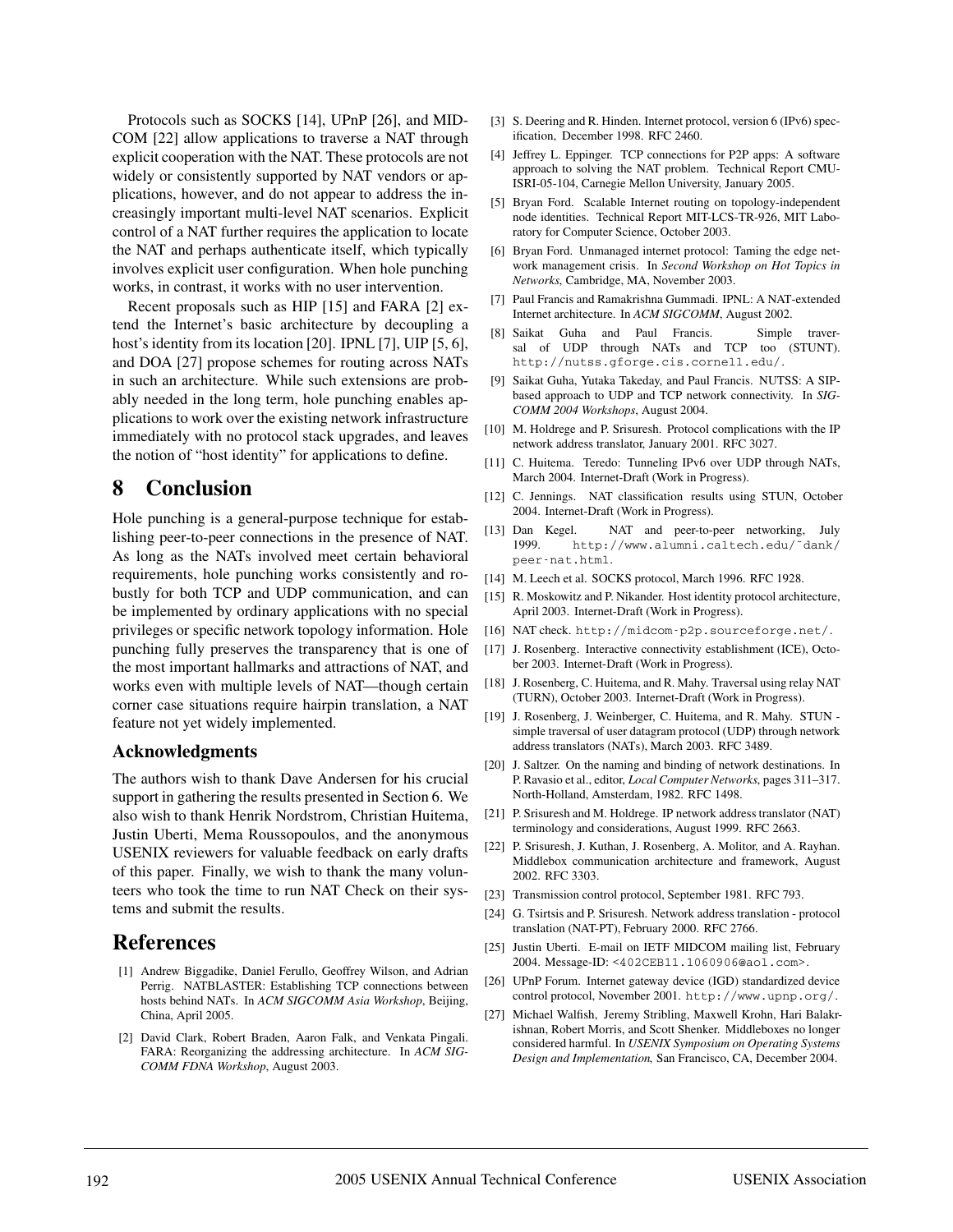Protocols such as SOCKS [14], UPnP [26], and MIDCOM [22] allow applications to traverse a NAT through explicit cooperation with the NAT. These protocols are not widely or consistently supported by NAT vendors or applications, however, and do not appear to address the increasingly important multi-level NAT scenarios. Explicit control of a NAT further requires the application to locate the NAT and perhaps authenticate itself, which typically involves explicit user configuration. When hole punching works, in contrast, it works with no user intervention.

Recent proposals such as HIP [15] and FARA [2] extend the Internet's basic architecture by decoupling a host's identity from its location [20]. IPNL [7], UIP [5, 6], and DOA [27] propose schemes for routing across NATs in such an architecture. While such extensions are probably needed in the long term, hole punching enables applications to work over the existing network infrastructure immediately with no protocol stack upgrades, and leaves the notion of "host identity" for applications to define.

# 8 Conclusion

Hole punching is a general-purpose technique for establishing peer-to-peer connections in the presence of NAT. As long as the NATs involved meet certain behavioral requirements, hole punching works consistently and robustly for both TCP and UDP communication, and can be implemented by ordinary applications with no special privileges or specific network topology information. Hole punching fully preserves the transparency that is one of the most important hallmarks and attractions of NAT, and works even with multiple levels of NAT—though certain corner case situations require hairpin translation, a NAT feature not yet widely implemented.

## Acknowledgments

The authors wish to thank Dave Andersen for his crucial support in gathering the results presented in Section 6. We also wish to thank Henrik Nordstrom, Christian Huitema, Justin Uberti, Mema Roussopoulos, and the anonymous USENIX reviewers for valuable feedback on early drafts of this paper. Finally, we wish to thank the many volunteers who took the time to run NAT Check on their systems and submit the results.

# References

[1] Andrew Biggadike, Daniel Ferullo, Geoffrey Wilson, and Adrian Perrig. NATBLASTER: Establishing TCP connections between hosts behind NATs. In *ACM SIGCOMM Asia Workshop*, Beijing, China, April 2005.

[2] David Clark, Robert Braden, Aaron Falk, and Venkata Pingali. FARA: Reorganizing the addressing architecture. In *ACM SIGCOMM FDNA Workshop*, August 2003.

[3] S. Deering and R. Hinden. Internet protocol, version 6 (IPv6) specification, December 1998. RFC 2460.

[4] Jeffrey L. Eppinger. TCP connections for P2P apps: A software approach to solving the NAT problem. Technical Report CMU-ISRI-05-104, Carnegie Mellon University, January 2005.

[5] Bryan Ford. Scalable Internet routing on topology-independent node identities. Technical Report MIT-LCS-TR-926, MIT Laboratory for Computer Science, October 2003.

[6] Bryan Ford. Unmanaged internet protocol: Taming the edge network management crisis. In *Second Workshop on Hot Topics in Networks*, Cambridge, MA, November 2003.

[7] Paul Francis and Ramakrishna Gummadi. IPNL: A NAT-extended Internet architecture. In *ACM SIGCOMM*, August 2002.

[8] Saikat Guha and Paul Francis. Simple traversal of UDP through NATs and TCP too (STUNT). `http://nutss.gforge.cis.cornell.edu/`.

[9] Saikat Guha, Yutaka Takeday, and Paul Francis. NUTSS: A SIP-based approach to UDP and TCP network connectivity. In *SIGCOMM 2004 Workshops*, August 2004.

[10] M. Holdrege and P. Srisuresh. Protocol complications with the IP network address translator, January 2001. RFC 3027.

[11] C. Huitema. Teredo: Tunneling IPv6 over UDP through NATs, March 2004. Internet-Draft (Work in Progress).

[12] C. Jennings. NAT classification results using STUN, October 2004. Internet-Draft (Work in Progress).

[13] Dan Kegel. NAT and peer-to-peer networking, July 1999. `http://www.alumni.caltech.edu/~dank/peer-nat.html`.

[14] M. Leech et al. SOCKS protocol, March 1996. RFC 1928.

[15] R. Moskowitz and P. Nikander. Host identity protocol architecture, April 2003. Internet-Draft (Work in Progress).

[16] NAT check. `http://midcom-p2p.sourceforge.net/`.

[17] J. Rosenberg. Interactive connectivity establishment (ICE), October 2003. Internet-Draft (Work in Progress).

[18] J. Rosenberg, C. Huitema, and R. Mahy. Traversal using relay NAT (TURN), October 2003. Internet-Draft (Work in Progress).

[19] J. Rosenberg, J. Weinberger, C. Huitema, and R. Mahy. STUN - simple traversal of user datagram protocol (UDP) through network address translators (NATs), March 2003. RFC 3489.

[20] J. Saltzer. On the naming and binding of network destinations. In P. Ravasio et al., editor, *Local Computer Networks*, pages 311–317. North-Holland, Amsterdam, 1982. RFC 1498.

[21] P. Srisuresh and M. Holdrege. IP network address translator (NAT) terminology and considerations, August 1999. RFC 2663.

[22] P. Srisuresh, J. Kuthan, J. Rosenberg, A. Molitor, and A. Rayhan. Middlebox communication architecture and framework, August 2002. RFC 3303.

[23] Transmission control protocol, September 1981. RFC 793.

[24] G. Tsirtsis and P. Srisuresh. Network address translation - protocol translation (NAT-PT), February 2000. RFC 2766.

[25] Justin Uberti. E-mail on IETF MIDCOM mailing list, February 2004. Message-ID: `<402CEB11.1060906@aol.com>`.

[26] UPnP Forum. Internet gateway device (IGD) standardized device control protocol, November 2001. `http://www.upnp.org/`.

[27] Michael Walfish, Jeremy Stribling, Maxwell Krohn, Hari Balakrishnan, Robert Morris, and Scott Shenker. Middleboxes no longer considered harmful. In *USENIX Symposium on Operating Systems Design and Implementation*, San Francisco, CA, December 2004.